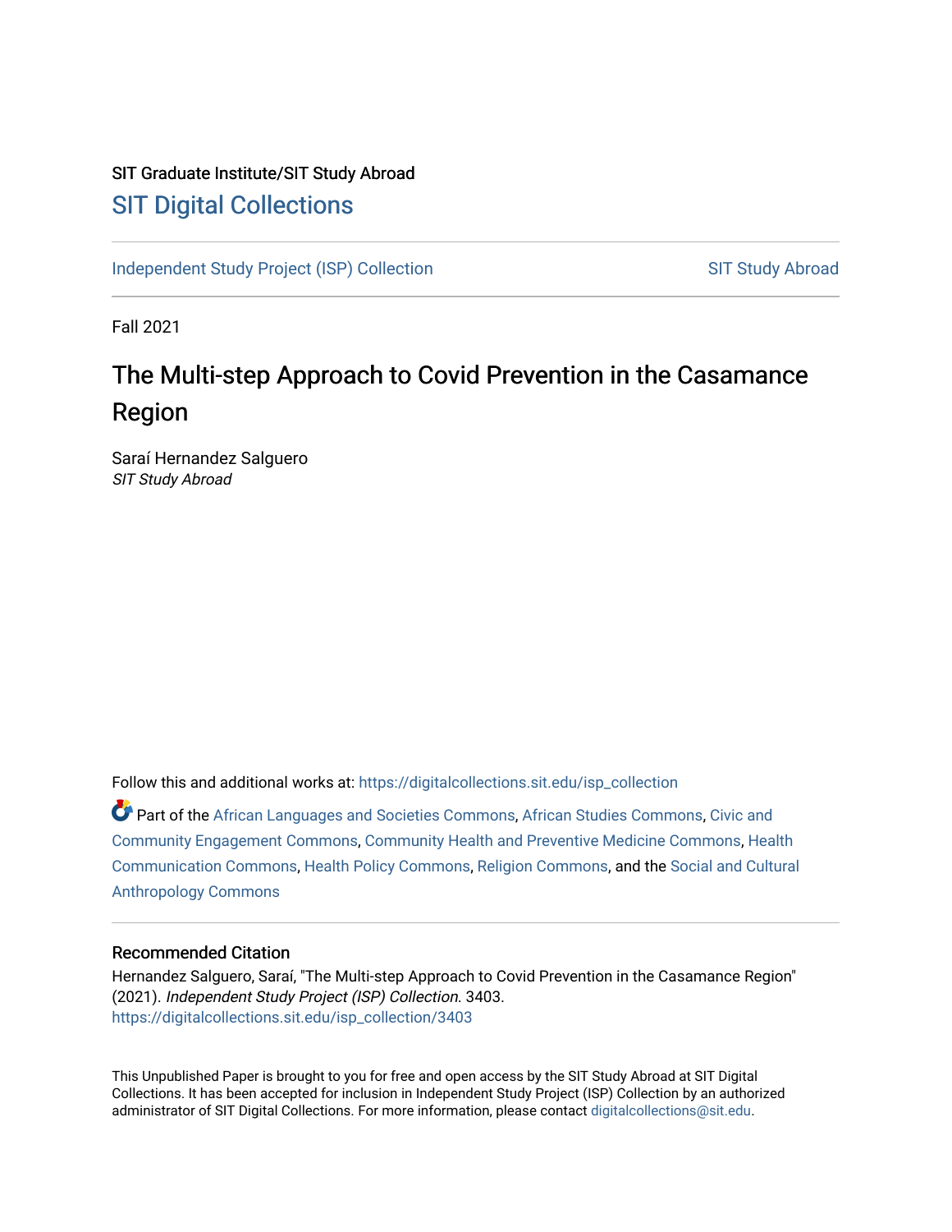SIT Graduate Institute/SIT Study Abroad

## SIT Digital Collections

Independent Study Project (ISP) Collection    SIT Study Abroad

Fall 2021

# The Multi-step Approach to Covid Prevention in the Casamance Region

Saraí Hernandez Salguero
*SIT Study Abroad*

Follow this and additional works at: https://digitalcollections.sit.edu/isp_collection

Part of the African Languages and Societies Commons, African Studies Commons, Civic and Community Engagement Commons, Community Health and Preventive Medicine Commons, Health Communication Commons, Health Policy Commons, Religion Commons, and the Social and Cultural Anthropology Commons

### Recommended Citation

Hernandez Salguero, Saraí, "The Multi-step Approach to Covid Prevention in the Casamance Region" (2021). *Independent Study Project (ISP) Collection*. 3403.
https://digitalcollections.sit.edu/isp_collection/3403

This Unpublished Paper is brought to you for free and open access by the SIT Study Abroad at SIT Digital Collections. It has been accepted for inclusion in Independent Study Project (ISP) Collection by an authorized administrator of SIT Digital Collections. For more information, please contact digitalcollections@sit.edu.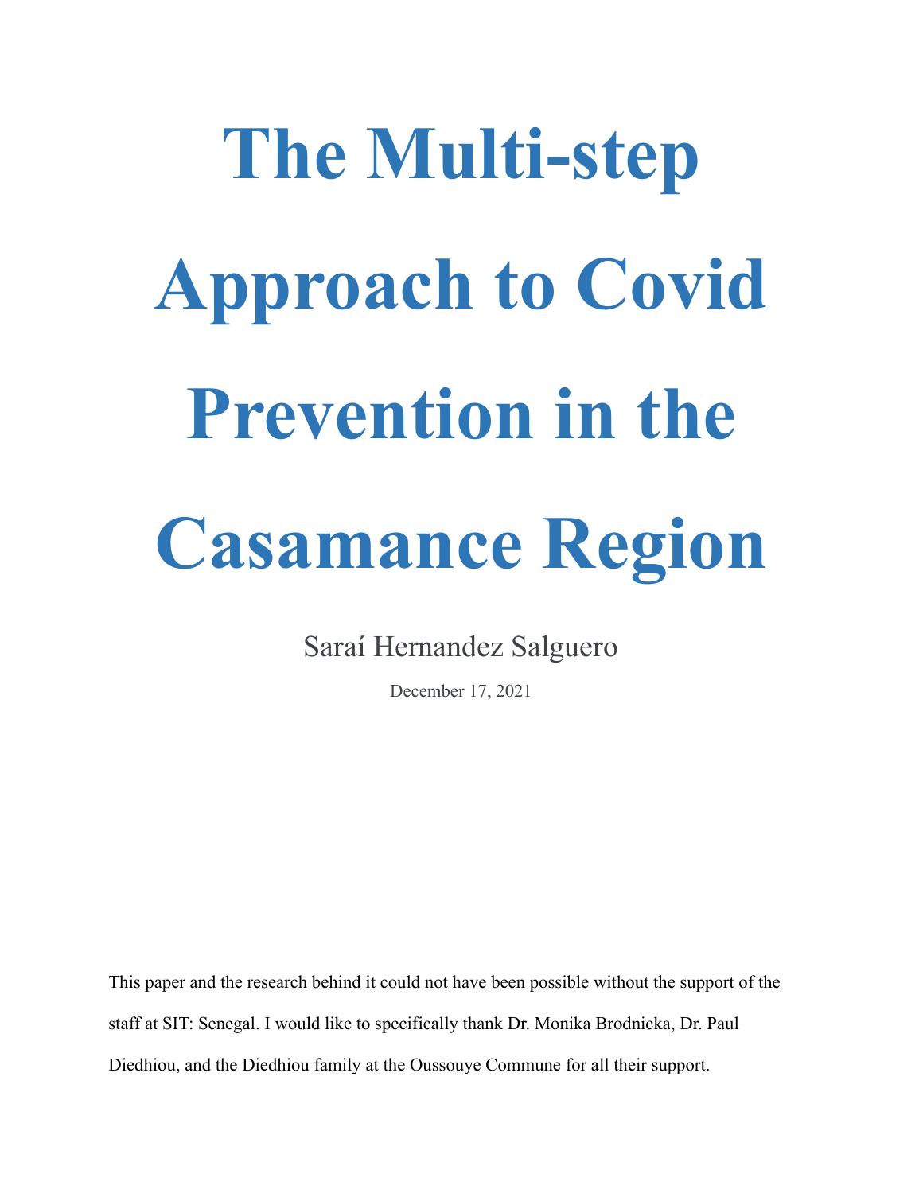# The Multi-step Approach to Covid Prevention in the Casamance Region

Saraí Hernandez Salguero

December 17, 2021

This paper and the research behind it could not have been possible without the support of the staff at SIT: Senegal. I would like to specifically thank Dr. Monika Brodnicka, Dr. Paul Diedhiou, and the Diedhiou family at the Oussouye Commune for all their support.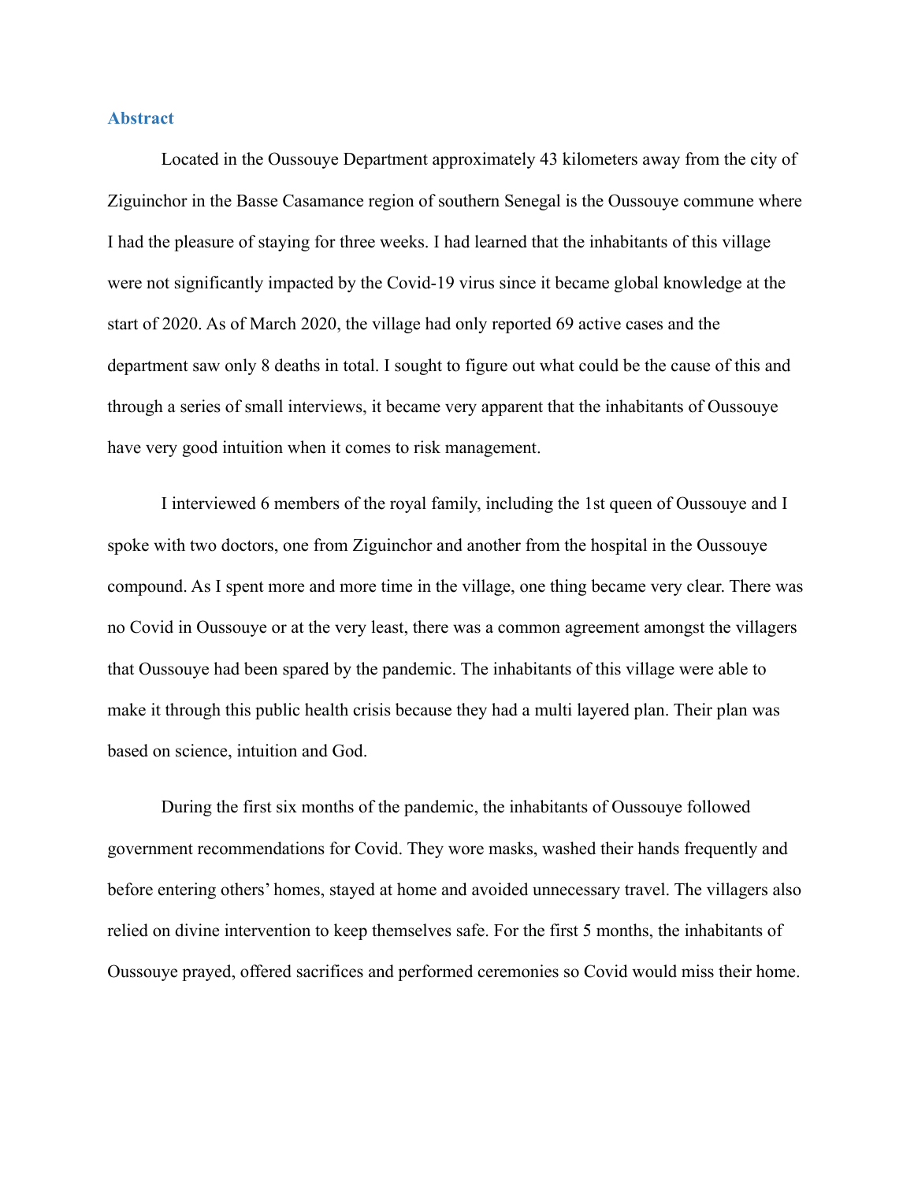## Abstract

Located in the Oussouye Department approximately 43 kilometers away from the city of Ziguinchor in the Basse Casamance region of southern Senegal is the Oussouye commune where I had the pleasure of staying for three weeks. I had learned that the inhabitants of this village were not significantly impacted by the Covid-19 virus since it became global knowledge at the start of 2020. As of March 2020, the village had only reported 69 active cases and the department saw only 8 deaths in total. I sought to figure out what could be the cause of this and through a series of small interviews, it became very apparent that the inhabitants of Oussouye have very good intuition when it comes to risk management.

I interviewed 6 members of the royal family, including the 1st queen of Oussouye and I spoke with two doctors, one from Ziguinchor and another from the hospital in the Oussouye compound. As I spent more and more time in the village, one thing became very clear. There was no Covid in Oussouye or at the very least, there was a common agreement amongst the villagers that Oussouye had been spared by the pandemic. The inhabitants of this village were able to make it through this public health crisis because they had a multi layered plan. Their plan was based on science, intuition and God.

During the first six months of the pandemic, the inhabitants of Oussouye followed government recommendations for Covid. They wore masks, washed their hands frequently and before entering others' homes, stayed at home and avoided unnecessary travel. The villagers also relied on divine intervention to keep themselves safe. For the first 5 months, the inhabitants of Oussouye prayed, offered sacrifices and performed ceremonies so Covid would miss their home.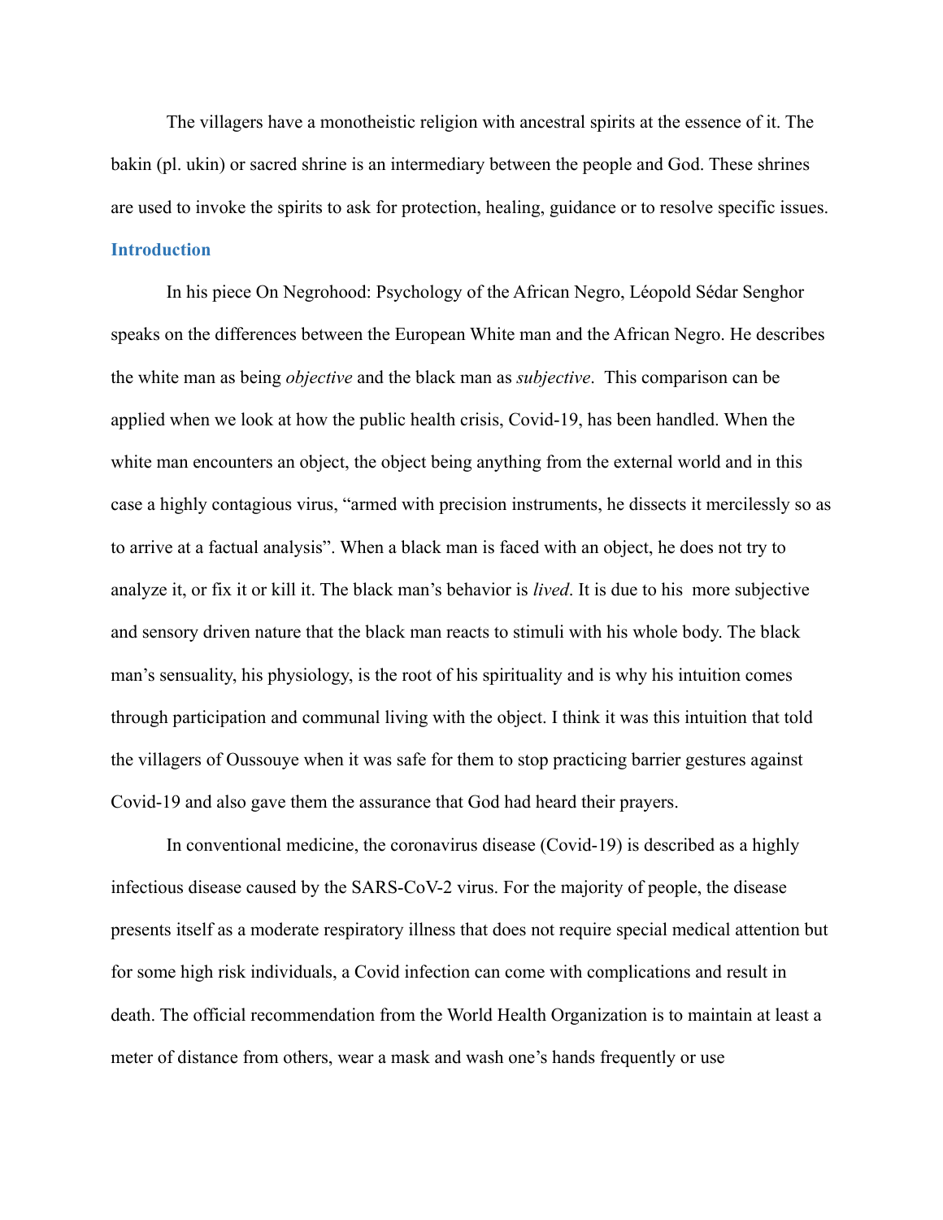The villagers have a monotheistic religion with ancestral spirits at the essence of it. The bakin (pl. ukin) or sacred shrine is an intermediary between the people and God. These shrines are used to invoke the spirits to ask for protection, healing, guidance or to resolve specific issues.

## Introduction

In his piece On Negrohood: Psychology of the African Negro, Léopold Sédar Senghor speaks on the differences between the European White man and the African Negro. He describes the white man as being *objective* and the black man as *subjective*. This comparison can be applied when we look at how the public health crisis, Covid-19, has been handled. When the white man encounters an object, the object being anything from the external world and in this case a highly contagious virus, "armed with precision instruments, he dissects it mercilessly so as to arrive at a factual analysis". When a black man is faced with an object, he does not try to analyze it, or fix it or kill it. The black man's behavior is *lived*. It is due to his more subjective and sensory driven nature that the black man reacts to stimuli with his whole body. The black man's sensuality, his physiology, is the root of his spirituality and is why his intuition comes through participation and communal living with the object. I think it was this intuition that told the villagers of Oussouye when it was safe for them to stop practicing barrier gestures against Covid-19 and also gave them the assurance that God had heard their prayers.

In conventional medicine, the coronavirus disease (Covid-19) is described as a highly infectious disease caused by the SARS-CoV-2 virus. For the majority of people, the disease presents itself as a moderate respiratory illness that does not require special medical attention but for some high risk individuals, a Covid infection can come with complications and result in death. The official recommendation from the World Health Organization is to maintain at least a meter of distance from others, wear a mask and wash one's hands frequently or use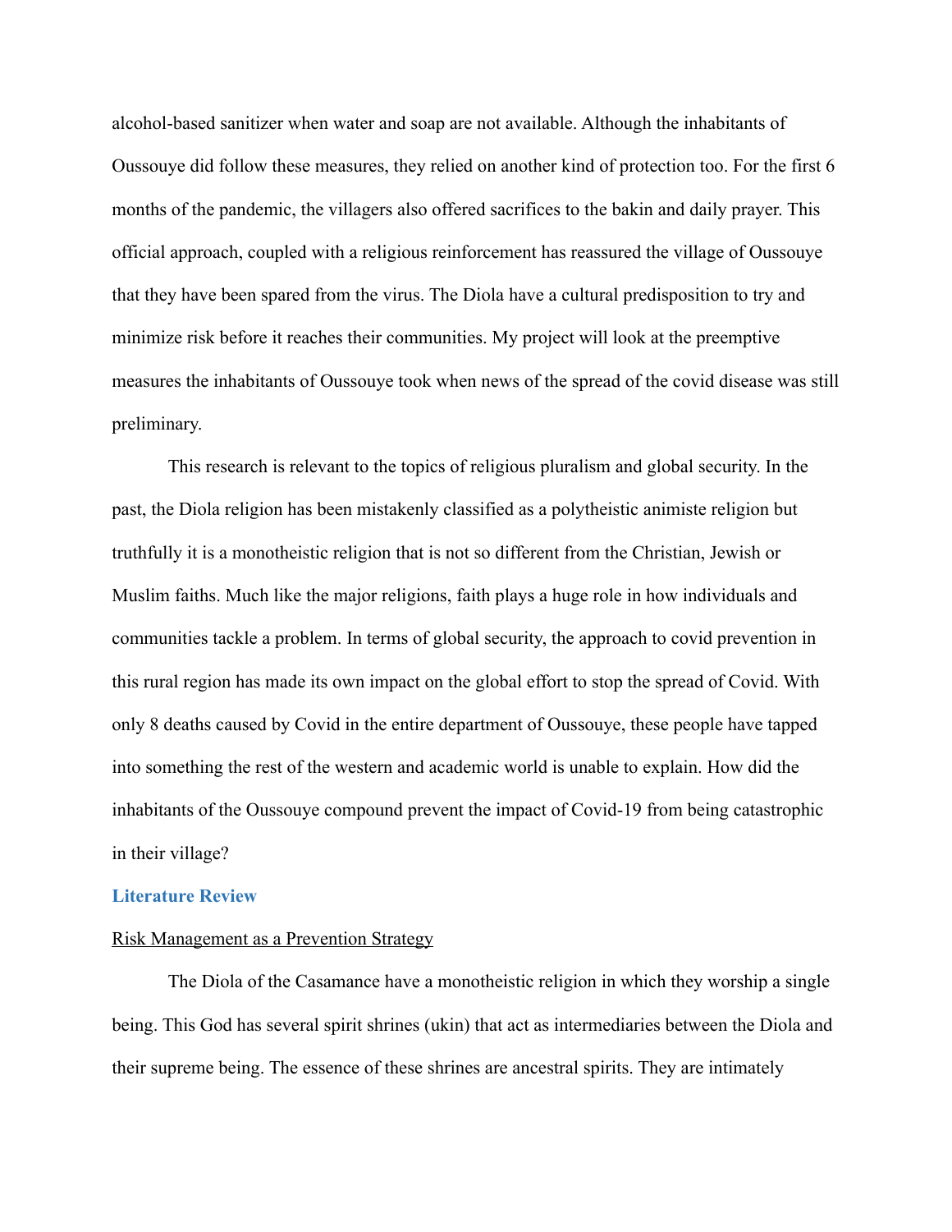alcohol-based sanitizer when water and soap are not available. Although the inhabitants of Oussouye did follow these measures, they relied on another kind of protection too. For the first 6 months of the pandemic, the villagers also offered sacrifices to the bakin and daily prayer. This official approach, coupled with a religious reinforcement has reassured the village of Oussouye that they have been spared from the virus. The Diola have a cultural predisposition to try and minimize risk before it reaches their communities. My project will look at the preemptive measures the inhabitants of Oussouye took when news of the spread of the covid disease was still preliminary.

This research is relevant to the topics of religious pluralism and global security. In the past, the Diola religion has been mistakenly classified as a polytheistic animiste religion but truthfully it is a monotheistic religion that is not so different from the Christian, Jewish or Muslim faiths. Much like the major religions, faith plays a huge role in how individuals and communities tackle a problem. In terms of global security, the approach to covid prevention in this rural region has made its own impact on the global effort to stop the spread of Covid. With only 8 deaths caused by Covid in the entire department of Oussouye, these people have tapped into something the rest of the western and academic world is unable to explain. How did the inhabitants of the Oussouye compound prevent the impact of Covid-19 from being catastrophic in their village?

## Literature Review

### Risk Management as a Prevention Strategy

The Diola of the Casamance have a monotheistic religion in which they worship a single being. This God has several spirit shrines (ukin) that act as intermediaries between the Diola and their supreme being. The essence of these shrines are ancestral spirits. They are intimately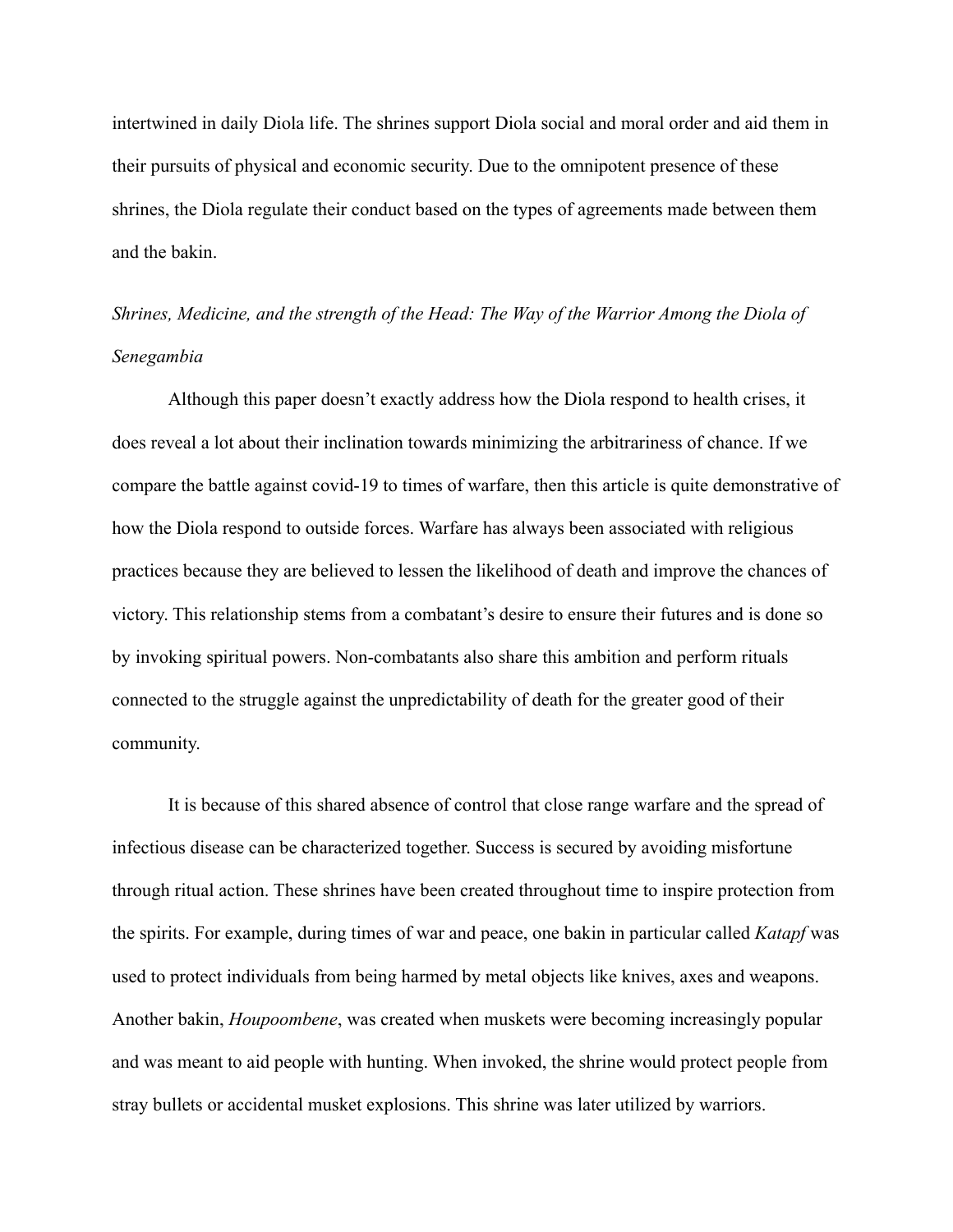intertwined in daily Diola life. The shrines support Diola social and moral order and aid them in their pursuits of physical and economic security. Due to the omnipotent presence of these shrines, the Diola regulate their conduct based on the types of agreements made between them and the bakin.

*Shrines, Medicine, and the strength of the Head: The Way of the Warrior Among the Diola of Senegambia*

Although this paper doesn't exactly address how the Diola respond to health crises, it does reveal a lot about their inclination towards minimizing the arbitrariness of chance. If we compare the battle against covid-19 to times of warfare, then this article is quite demonstrative of how the Diola respond to outside forces. Warfare has always been associated with religious practices because they are believed to lessen the likelihood of death and improve the chances of victory. This relationship stems from a combatant's desire to ensure their futures and is done so by invoking spiritual powers. Non-combatants also share this ambition and perform rituals connected to the struggle against the unpredictability of death for the greater good of their community.

It is because of this shared absence of control that close range warfare and the spread of infectious disease can be characterized together. Success is secured by avoiding misfortune through ritual action. These shrines have been created throughout time to inspire protection from the spirits. For example, during times of war and peace, one bakin in particular called *Katapf* was used to protect individuals from being harmed by metal objects like knives, axes and weapons. Another bakin, *Houpoombene*, was created when muskets were becoming increasingly popular and was meant to aid people with hunting. When invoked, the shrine would protect people from stray bullets or accidental musket explosions. This shrine was later utilized by warriors.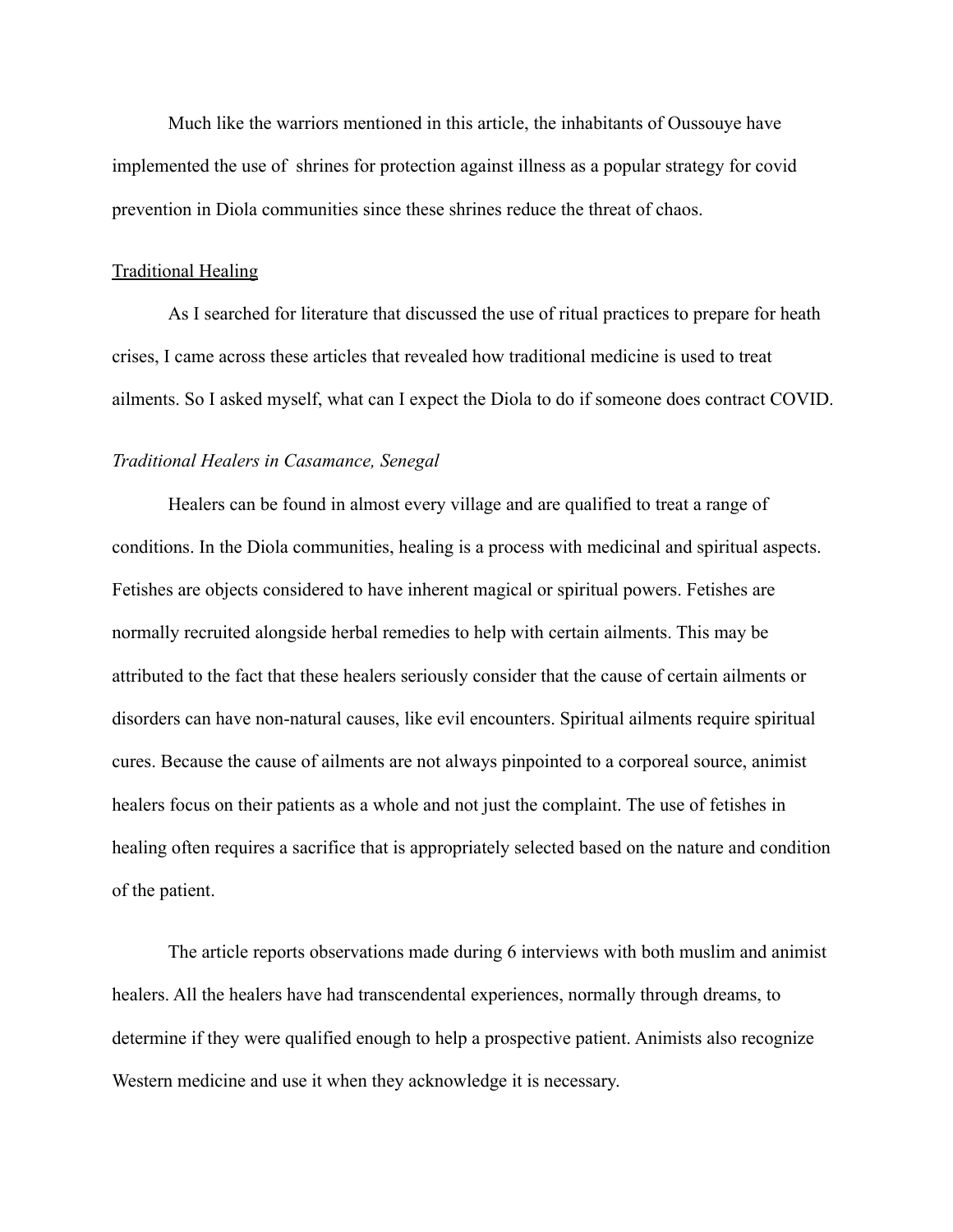Much like the warriors mentioned in this article, the inhabitants of Oussouye have implemented the use of  shrines for protection against illness as a popular strategy for covid prevention in Diola communities since these shrines reduce the threat of chaos.

## Traditional Healing

As I searched for literature that discussed the use of ritual practices to prepare for heath crises, I came across these articles that revealed how traditional medicine is used to treat ailments. So I asked myself, what can I expect the Diola to do if someone does contract COVID.

### *Traditional Healers in Casamance, Senegal*

Healers can be found in almost every village and are qualified to treat a range of conditions. In the Diola communities, healing is a process with medicinal and spiritual aspects. Fetishes are objects considered to have inherent magical or spiritual powers. Fetishes are normally recruited alongside herbal remedies to help with certain ailments. This may be attributed to the fact that these healers seriously consider that the cause of certain ailments or disorders can have non-natural causes, like evil encounters. Spiritual ailments require spiritual cures. Because the cause of ailments are not always pinpointed to a corporeal source, animist healers focus on their patients as a whole and not just the complaint. The use of fetishes in healing often requires a sacrifice that is appropriately selected based on the nature and condition of the patient.

The article reports observations made during 6 interviews with both muslim and animist healers. All the healers have had transcendental experiences, normally through dreams, to determine if they were qualified enough to help a prospective patient. Animists also recognize Western medicine and use it when they acknowledge it is necessary.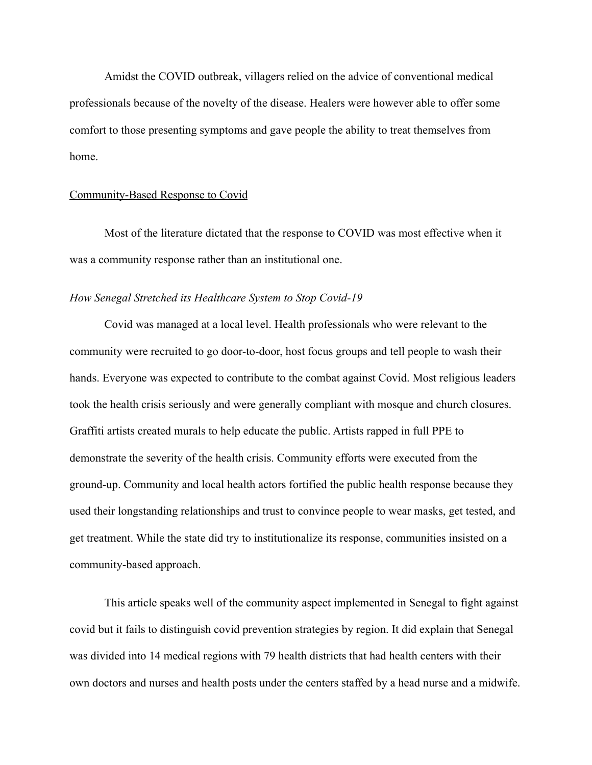Amidst the COVID outbreak, villagers relied on the advice of conventional medical professionals because of the novelty of the disease. Healers were however able to offer some comfort to those presenting symptoms and gave people the ability to treat themselves from home.

<u>Community-Based Response to Covid</u>

Most of the literature dictated that the response to COVID was most effective when it was a community response rather than an institutional one.

*How Senegal Stretched its Healthcare System to Stop Covid-19*

Covid was managed at a local level. Health professionals who were relevant to the community were recruited to go door-to-door, host focus groups and tell people to wash their hands. Everyone was expected to contribute to the combat against Covid. Most religious leaders took the health crisis seriously and were generally compliant with mosque and church closures. Graffiti artists created murals to help educate the public. Artists rapped in full PPE to demonstrate the severity of the health crisis. Community efforts were executed from the ground-up. Community and local health actors fortified the public health response because they used their longstanding relationships and trust to convince people to wear masks, get tested, and get treatment. While the state did try to institutionalize its response, communities insisted on a community-based approach.

This article speaks well of the community aspect implemented in Senegal to fight against covid but it fails to distinguish covid prevention strategies by region. It did explain that Senegal was divided into 14 medical regions with 79 health districts that had health centers with their own doctors and nurses and health posts under the centers staffed by a head nurse and a midwife.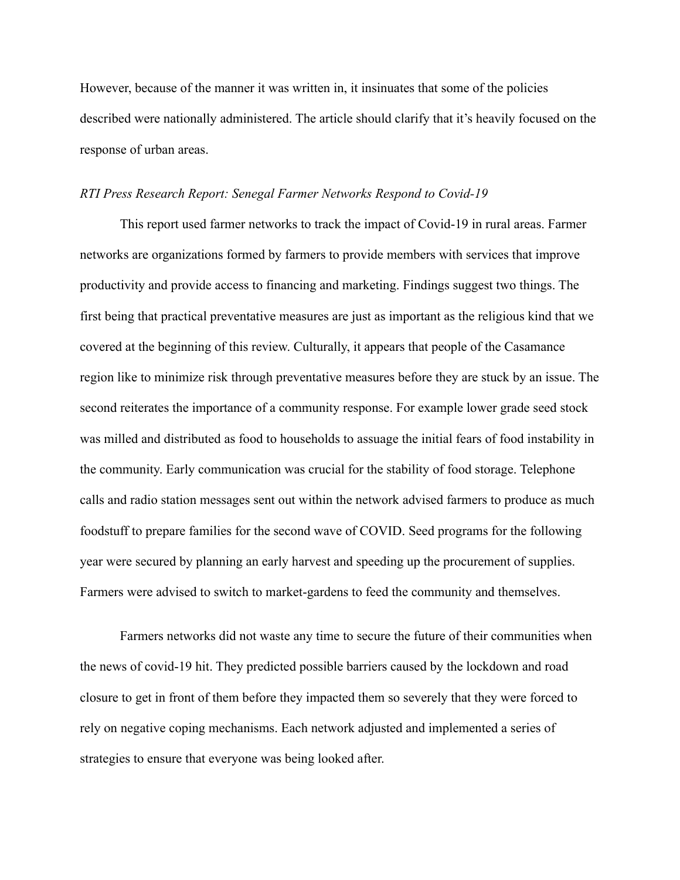However, because of the manner it was written in, it insinuates that some of the policies described were nationally administered. The article should clarify that it's heavily focused on the response of urban areas.

*RTI Press Research Report: Senegal Farmer Networks Respond to Covid-19*

This report used farmer networks to track the impact of Covid-19 in rural areas. Farmer networks are organizations formed by farmers to provide members with services that improve productivity and provide access to financing and marketing. Findings suggest two things. The first being that practical preventative measures are just as important as the religious kind that we covered at the beginning of this review. Culturally, it appears that people of the Casamance region like to minimize risk through preventative measures before they are stuck by an issue. The second reiterates the importance of a community response. For example lower grade seed stock was milled and distributed as food to households to assuage the initial fears of food instability in the community. Early communication was crucial for the stability of food storage. Telephone calls and radio station messages sent out within the network advised farmers to produce as much foodstuff to prepare families for the second wave of COVID. Seed programs for the following year were secured by planning an early harvest and speeding up the procurement of supplies. Farmers were advised to switch to market-gardens to feed the community and themselves.

Farmers networks did not waste any time to secure the future of their communities when the news of covid-19 hit. They predicted possible barriers caused by the lockdown and road closure to get in front of them before they impacted them so severely that they were forced to rely on negative coping mechanisms. Each network adjusted and implemented a series of strategies to ensure that everyone was being looked after.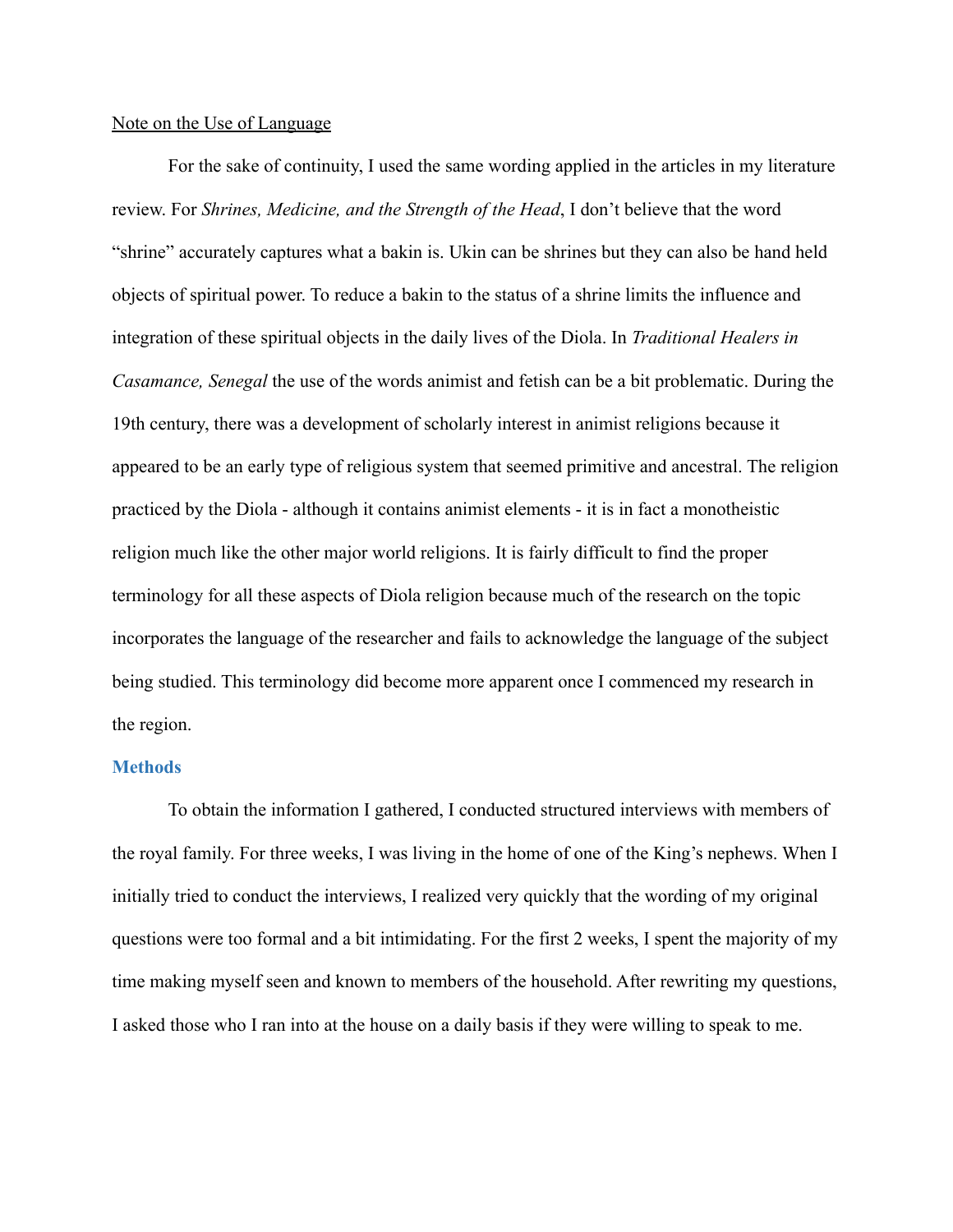Note on the Use of Language

For the sake of continuity, I used the same wording applied in the articles in my literature review. For *Shrines, Medicine, and the Strength of the Head*, I don't believe that the word "shrine" accurately captures what a bakin is. Ukin can be shrines but they can also be hand held objects of spiritual power. To reduce a bakin to the status of a shrine limits the influence and integration of these spiritual objects in the daily lives of the Diola. In *Traditional Healers in Casamance, Senegal* the use of the words animist and fetish can be a bit problematic. During the 19th century, there was a development of scholarly interest in animist religions because it appeared to be an early type of religious system that seemed primitive and ancestral. The religion practiced by the Diola - although it contains animist elements - it is in fact a monotheistic religion much like the other major world religions. It is fairly difficult to find the proper terminology for all these aspects of Diola religion because much of the research on the topic incorporates the language of the researcher and fails to acknowledge the language of the subject being studied. This terminology did become more apparent once I commenced my research in the region.

## Methods

To obtain the information I gathered, I conducted structured interviews with members of the royal family. For three weeks, I was living in the home of one of the King's nephews. When I initially tried to conduct the interviews, I realized very quickly that the wording of my original questions were too formal and a bit intimidating. For the first 2 weeks, I spent the majority of my time making myself seen and known to members of the household. After rewriting my questions, I asked those who I ran into at the house on a daily basis if they were willing to speak to me.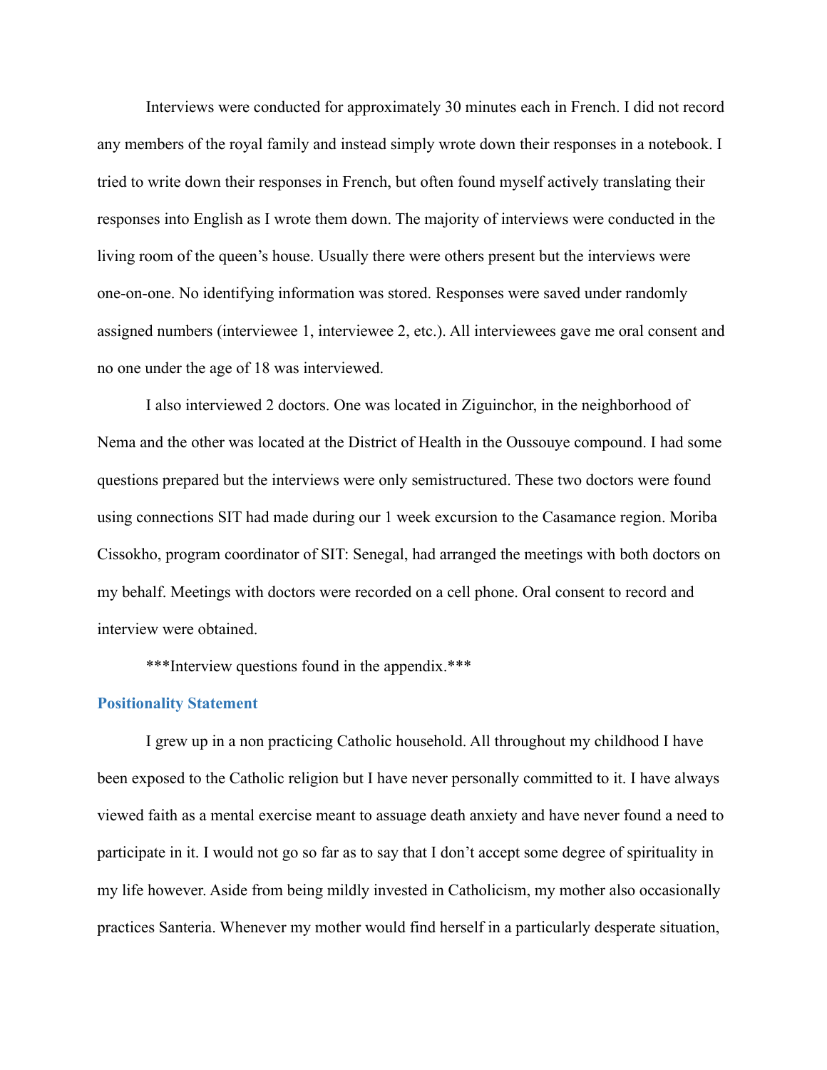Interviews were conducted for approximately 30 minutes each in French. I did not record any members of the royal family and instead simply wrote down their responses in a notebook. I tried to write down their responses in French, but often found myself actively translating their responses into English as I wrote them down. The majority of interviews were conducted in the living room of the queen's house. Usually there were others present but the interviews were one-on-one. No identifying information was stored. Responses were saved under randomly assigned numbers (interviewee 1, interviewee 2, etc.). All interviewees gave me oral consent and no one under the age of 18 was interviewed.

I also interviewed 2 doctors. One was located in Ziguinchor, in the neighborhood of Nema and the other was located at the District of Health in the Oussouye compound. I had some questions prepared but the interviews were only semistructured. These two doctors were found using connections SIT had made during our 1 week excursion to the Casamance region. Moriba Cissokho, program coordinator of SIT: Senegal, had arranged the meetings with both doctors on my behalf. Meetings with doctors were recorded on a cell phone. Oral consent to record and interview were obtained.

***Interview questions found in the appendix.***

## Positionality Statement

I grew up in a non practicing Catholic household. All throughout my childhood I have been exposed to the Catholic religion but I have never personally committed to it. I have always viewed faith as a mental exercise meant to assuage death anxiety and have never found a need to participate in it. I would not go so far as to say that I don't accept some degree of spirituality in my life however. Aside from being mildly invested in Catholicism, my mother also occasionally practices Santeria. Whenever my mother would find herself in a particularly desperate situation,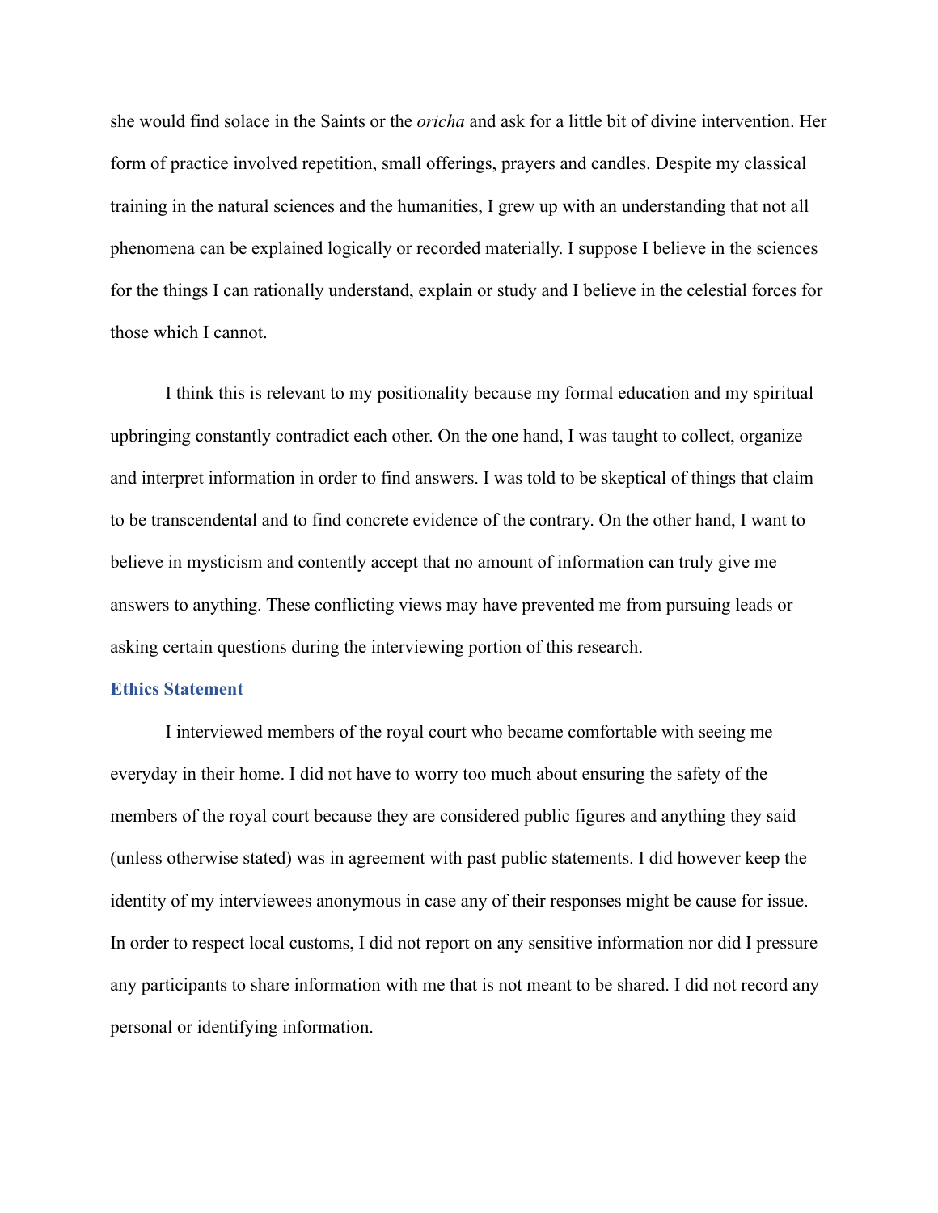she would find solace in the Saints or the *oricha* and ask for a little bit of divine intervention. Her form of practice involved repetition, small offerings, prayers and candles. Despite my classical training in the natural sciences and the humanities, I grew up with an understanding that not all phenomena can be explained logically or recorded materially. I suppose I believe in the sciences for the things I can rationally understand, explain or study and I believe in the celestial forces for those which I cannot.

I think this is relevant to my positionality because my formal education and my spiritual upbringing constantly contradict each other. On the one hand, I was taught to collect, organize and interpret information in order to find answers. I was told to be skeptical of things that claim to be transcendental and to find concrete evidence of the contrary. On the other hand, I want to believe in mysticism and contently accept that no amount of information can truly give me answers to anything. These conflicting views may have prevented me from pursuing leads or asking certain questions during the interviewing portion of this research.

### Ethics Statement

I interviewed members of the royal court who became comfortable with seeing me everyday in their home. I did not have to worry too much about ensuring the safety of the members of the royal court because they are considered public figures and anything they said (unless otherwise stated) was in agreement with past public statements. I did however keep the identity of my interviewees anonymous in case any of their responses might be cause for issue. In order to respect local customs, I did not report on any sensitive information nor did I pressure any participants to share information with me that is not meant to be shared. I did not record any personal or identifying information.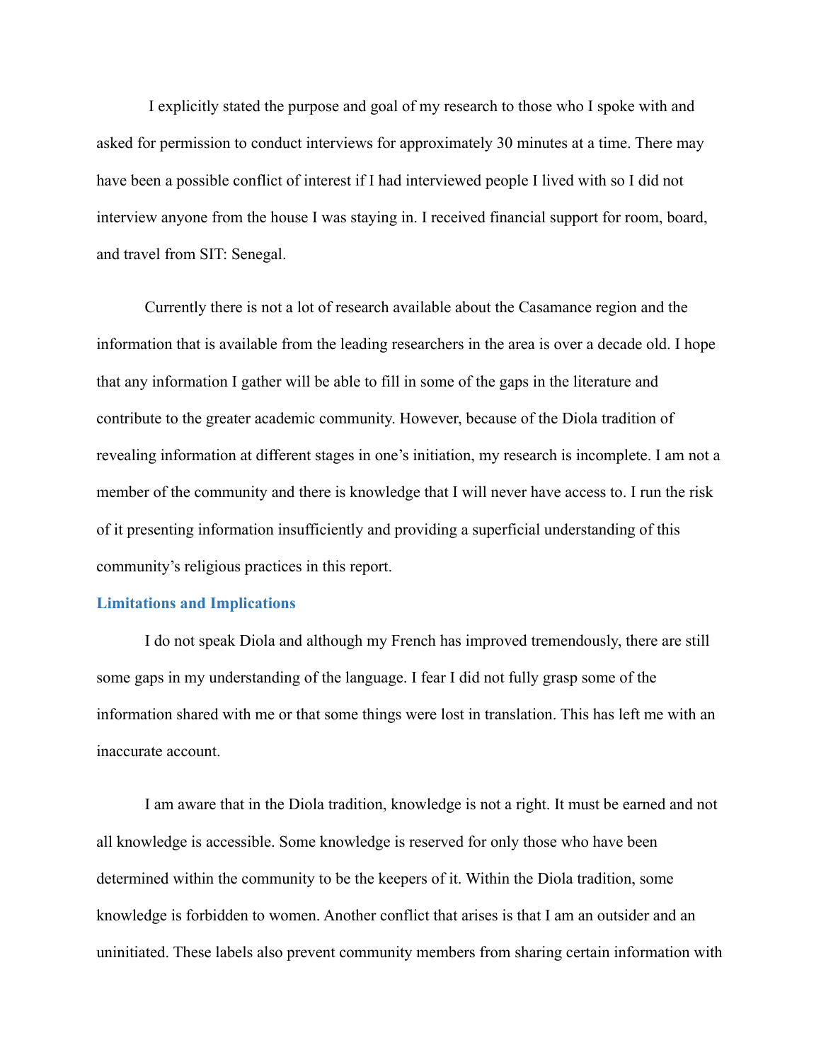I explicitly stated the purpose and goal of my research to those who I spoke with and asked for permission to conduct interviews for approximately 30 minutes at a time. There may have been a possible conflict of interest if I had interviewed people I lived with so I did not interview anyone from the house I was staying in. I received financial support for room, board, and travel from SIT: Senegal.

Currently there is not a lot of research available about the Casamance region and the information that is available from the leading researchers in the area is over a decade old. I hope that any information I gather will be able to fill in some of the gaps in the literature and contribute to the greater academic community. However, because of the Diola tradition of revealing information at different stages in one's initiation, my research is incomplete. I am not a member of the community and there is knowledge that I will never have access to. I run the risk of it presenting information insufficiently and providing a superficial understanding of this community's religious practices in this report.

## Limitations and Implications

I do not speak Diola and although my French has improved tremendously, there are still some gaps in my understanding of the language. I fear I did not fully grasp some of the information shared with me or that some things were lost in translation. This has left me with an inaccurate account.

I am aware that in the Diola tradition, knowledge is not a right. It must be earned and not all knowledge is accessible. Some knowledge is reserved for only those who have been determined within the community to be the keepers of it. Within the Diola tradition, some knowledge is forbidden to women. Another conflict that arises is that I am an outsider and an uninitiated. These labels also prevent community members from sharing certain information with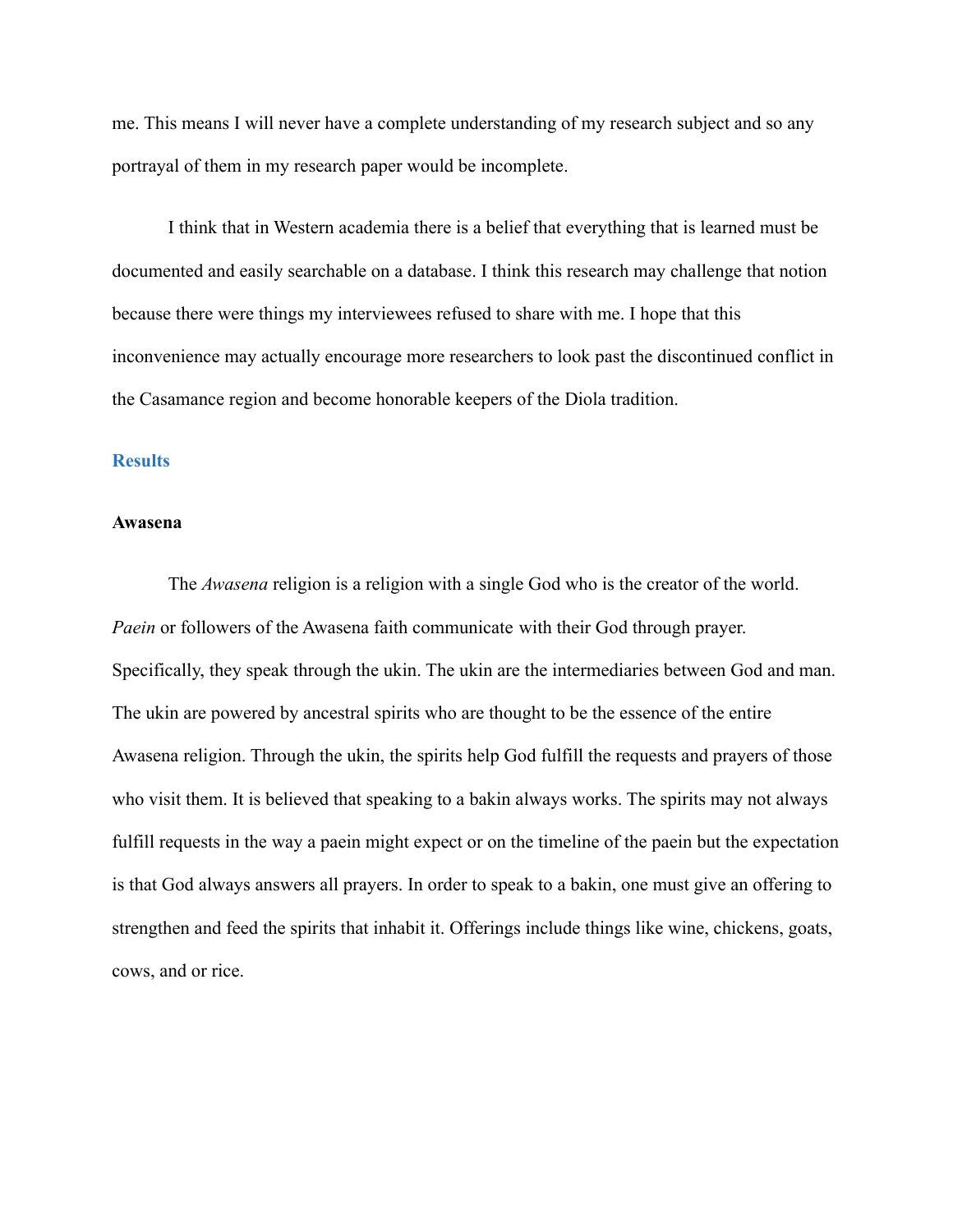me. This means I will never have a complete understanding of my research subject and so any portrayal of them in my research paper would be incomplete.

I think that in Western academia there is a belief that everything that is learned must be documented and easily searchable on a database. I think this research may challenge that notion because there were things my interviewees refused to share with me. I hope that this inconvenience may actually encourage more researchers to look past the discontinued conflict in the Casamance region and become honorable keepers of the Diola tradition.

## Results

### Awasena

The *Awasena* religion is a religion with a single God who is the creator of the world. *Paein* or followers of the Awasena faith communicate with their God through prayer. Specifically, they speak through the ukin. The ukin are the intermediaries between God and man. The ukin are powered by ancestral spirits who are thought to be the essence of the entire Awasena religion. Through the ukin, the spirits help God fulfill the requests and prayers of those who visit them. It is believed that speaking to a bakin always works. The spirits may not always fulfill requests in the way a paein might expect or on the timeline of the paein but the expectation is that God always answers all prayers. In order to speak to a bakin, one must give an offering to strengthen and feed the spirits that inhabit it. Offerings include things like wine, chickens, goats, cows, and or rice.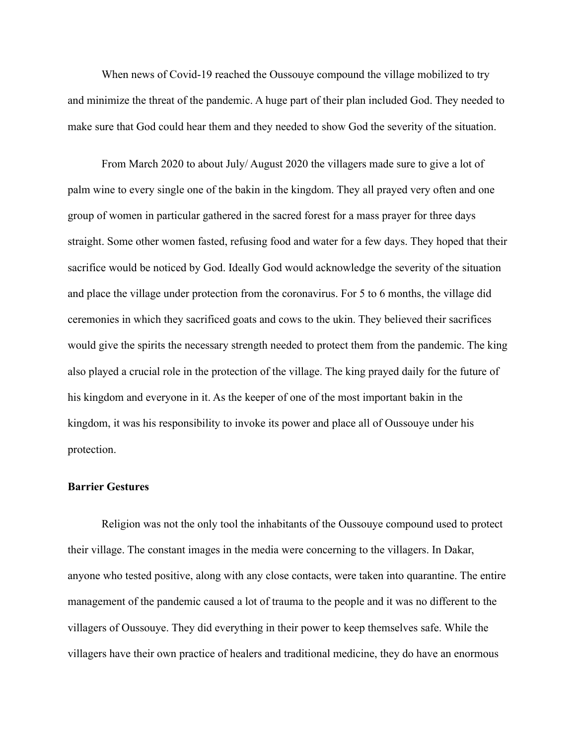When news of Covid-19 reached the Oussouye compound the village mobilized to try and minimize the threat of the pandemic. A huge part of their plan included God. They needed to make sure that God could hear them and they needed to show God the severity of the situation.

From March 2020 to about July/ August 2020 the villagers made sure to give a lot of palm wine to every single one of the bakin in the kingdom. They all prayed very often and one group of women in particular gathered in the sacred forest for a mass prayer for three days straight. Some other women fasted, refusing food and water for a few days. They hoped that their sacrifice would be noticed by God. Ideally God would acknowledge the severity of the situation and place the village under protection from the coronavirus. For 5 to 6 months, the village did ceremonies in which they sacrificed goats and cows to the ukin. They believed their sacrifices would give the spirits the necessary strength needed to protect them from the pandemic. The king also played a crucial role in the protection of the village. The king prayed daily for the future of his kingdom and everyone in it. As the keeper of one of the most important bakin in the kingdom, it was his responsibility to invoke its power and place all of Oussouye under his protection.

**Barrier Gestures**

Religion was not the only tool the inhabitants of the Oussouye compound used to protect their village. The constant images in the media were concerning to the villagers. In Dakar, anyone who tested positive, along with any close contacts, were taken into quarantine. The entire management of the pandemic caused a lot of trauma to the people and it was no different to the villagers of Oussouye. They did everything in their power to keep themselves safe. While the villagers have their own practice of healers and traditional medicine, they do have an enormous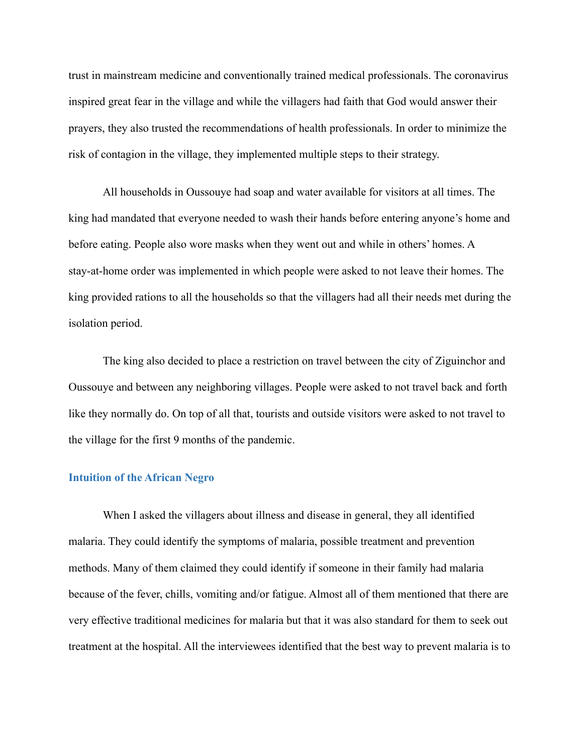trust in mainstream medicine and conventionally trained medical professionals. The coronavirus inspired great fear in the village and while the villagers had faith that God would answer their prayers, they also trusted the recommendations of health professionals. In order to minimize the risk of contagion in the village, they implemented multiple steps to their strategy.

All households in Oussouye had soap and water available for visitors at all times. The king had mandated that everyone needed to wash their hands before entering anyone's home and before eating. People also wore masks when they went out and while in others' homes. A stay-at-home order was implemented in which people were asked to not leave their homes. The king provided rations to all the households so that the villagers had all their needs met during the isolation period.

The king also decided to place a restriction on travel between the city of Ziguinchor and Oussouye and between any neighboring villages. People were asked to not travel back and forth like they normally do. On top of all that, tourists and outside visitors were asked to not travel to the village for the first 9 months of the pandemic.

### Intuition of the African Negro

When I asked the villagers about illness and disease in general, they all identified malaria. They could identify the symptoms of malaria, possible treatment and prevention methods. Many of them claimed they could identify if someone in their family had malaria because of the fever, chills, vomiting and/or fatigue. Almost all of them mentioned that there are very effective traditional medicines for malaria but that it was also standard for them to seek out treatment at the hospital. All the interviewees identified that the best way to prevent malaria is to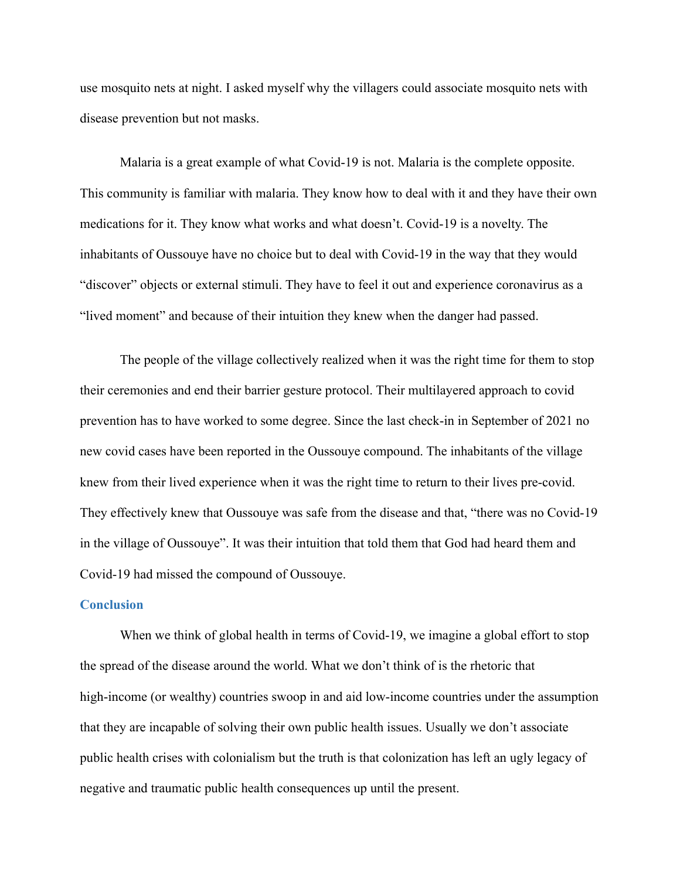use mosquito nets at night. I asked myself why the villagers could associate mosquito nets with disease prevention but not masks.

Malaria is a great example of what Covid-19 is not. Malaria is the complete opposite. This community is familiar with malaria. They know how to deal with it and they have their own medications for it. They know what works and what doesn't. Covid-19 is a novelty. The inhabitants of Oussouye have no choice but to deal with Covid-19 in the way that they would "discover" objects or external stimuli. They have to feel it out and experience coronavirus as a "lived moment" and because of their intuition they knew when the danger had passed.

The people of the village collectively realized when it was the right time for them to stop their ceremonies and end their barrier gesture protocol. Their multilayered approach to covid prevention has to have worked to some degree. Since the last check-in in September of 2021 no new covid cases have been reported in the Oussouye compound. The inhabitants of the village knew from their lived experience when it was the right time to return to their lives pre-covid. They effectively knew that Oussouye was safe from the disease and that, "there was no Covid-19 in the village of Oussouye". It was their intuition that told them that God had heard them and Covid-19 had missed the compound of Oussouye.

## Conclusion

When we think of global health in terms of Covid-19, we imagine a global effort to stop the spread of the disease around the world. What we don't think of is the rhetoric that high-income (or wealthy) countries swoop in and aid low-income countries under the assumption that they are incapable of solving their own public health issues. Usually we don't associate public health crises with colonialism but the truth is that colonization has left an ugly legacy of negative and traumatic public health consequences up until the present.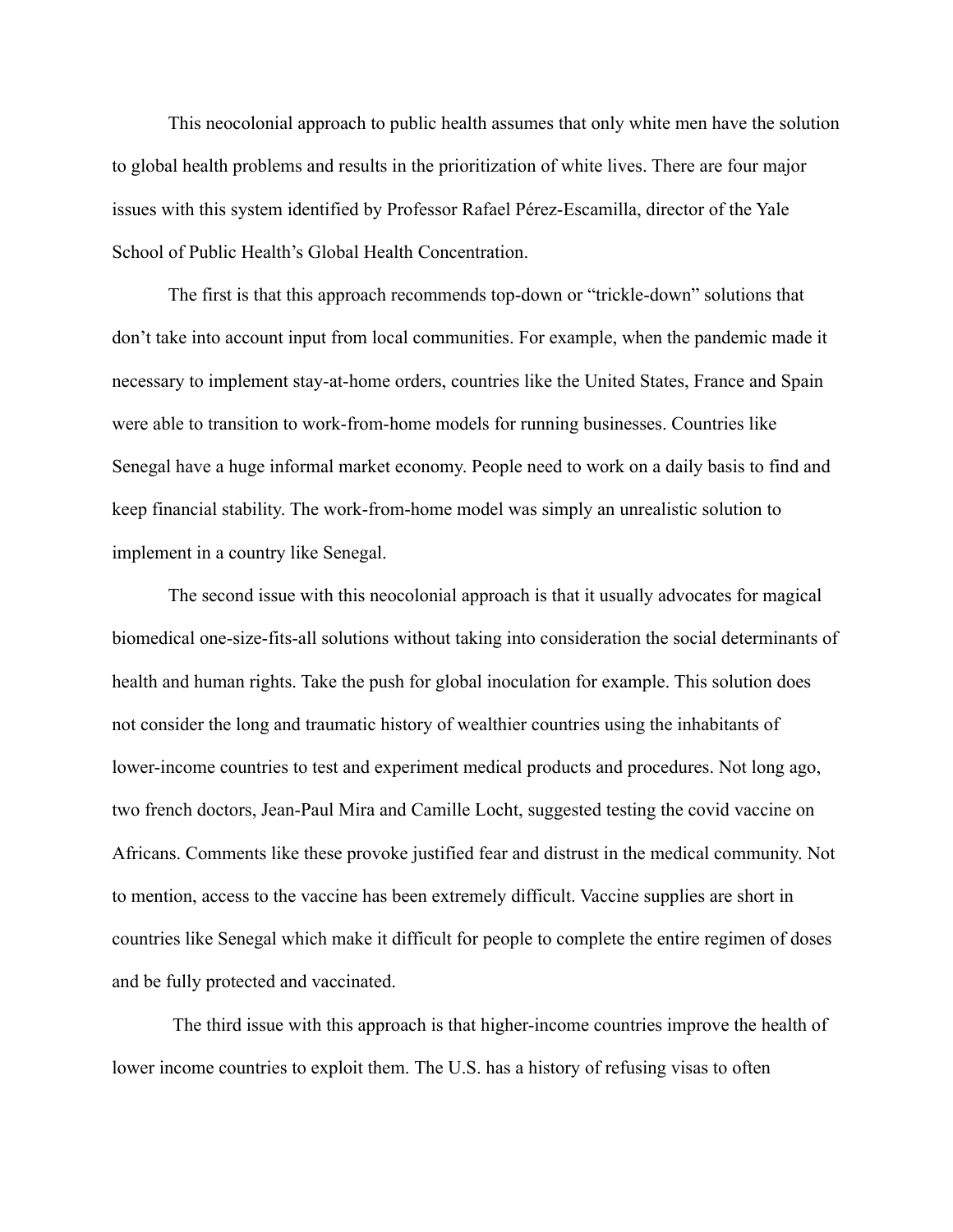This neocolonial approach to public health assumes that only white men have the solution to global health problems and results in the prioritization of white lives. There are four major issues with this system identified by Professor Rafael Pérez-Escamilla, director of the Yale School of Public Health's Global Health Concentration.

The first is that this approach recommends top-down or "trickle-down" solutions that don't take into account input from local communities. For example, when the pandemic made it necessary to implement stay-at-home orders, countries like the United States, France and Spain were able to transition to work-from-home models for running businesses. Countries like Senegal have a huge informal market economy. People need to work on a daily basis to find and keep financial stability. The work-from-home model was simply an unrealistic solution to implement in a country like Senegal.

The second issue with this neocolonial approach is that it usually advocates for magical biomedical one-size-fits-all solutions without taking into consideration the social determinants of health and human rights. Take the push for global inoculation for example. This solution does not consider the long and traumatic history of wealthier countries using the inhabitants of lower-income countries to test and experiment medical products and procedures. Not long ago, two french doctors, Jean-Paul Mira and Camille Locht, suggested testing the covid vaccine on Africans. Comments like these provoke justified fear and distrust in the medical community. Not to mention, access to the vaccine has been extremely difficult. Vaccine supplies are short in countries like Senegal which make it difficult for people to complete the entire regimen of doses and be fully protected and vaccinated.

The third issue with this approach is that higher-income countries improve the health of lower income countries to exploit them. The U.S. has a history of refusing visas to often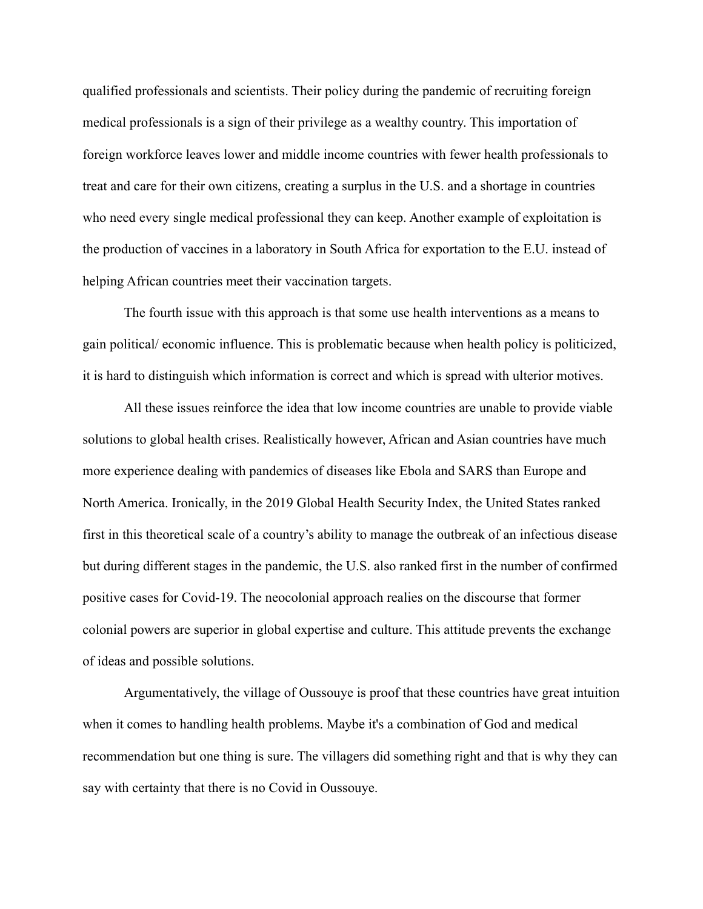qualified professionals and scientists. Their policy during the pandemic of recruiting foreign medical professionals is a sign of their privilege as a wealthy country. This importation of foreign workforce leaves lower and middle income countries with fewer health professionals to treat and care for their own citizens, creating a surplus in the U.S. and a shortage in countries who need every single medical professional they can keep. Another example of exploitation is the production of vaccines in a laboratory in South Africa for exportation to the E.U. instead of helping African countries meet their vaccination targets.

The fourth issue with this approach is that some use health interventions as a means to gain political/ economic influence. This is problematic because when health policy is politicized, it is hard to distinguish which information is correct and which is spread with ulterior motives.

All these issues reinforce the idea that low income countries are unable to provide viable solutions to global health crises. Realistically however, African and Asian countries have much more experience dealing with pandemics of diseases like Ebola and SARS than Europe and North America. Ironically, in the 2019 Global Health Security Index, the United States ranked first in this theoretical scale of a country's ability to manage the outbreak of an infectious disease but during different stages in the pandemic, the U.S. also ranked first in the number of confirmed positive cases for Covid-19. The neocolonial approach realies on the discourse that former colonial powers are superior in global expertise and culture. This attitude prevents the exchange of ideas and possible solutions.

Argumentatively, the village of Oussouye is proof that these countries have great intuition when it comes to handling health problems. Maybe it's a combination of God and medical recommendation but one thing is sure. The villagers did something right and that is why they can say with certainty that there is no Covid in Oussouye.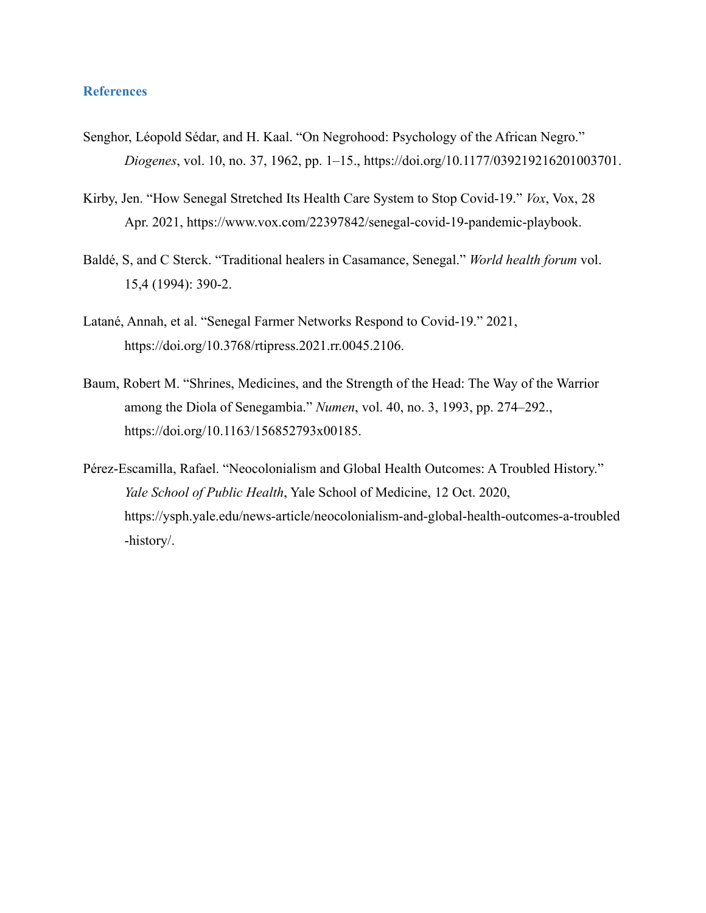## References

Senghor, Léopold Sédar, and H. Kaal. "On Negrohood: Psychology of the African Negro." *Diogenes*, vol. 10, no. 37, 1962, pp. 1–15., https://doi.org/10.1177/039219216201003701.

Kirby, Jen. "How Senegal Stretched Its Health Care System to Stop Covid-19." *Vox*, Vox, 28 Apr. 2021, https://www.vox.com/22397842/senegal-covid-19-pandemic-playbook.

Baldé, S, and C Sterck. "Traditional healers in Casamance, Senegal." *World health forum* vol. 15,4 (1994): 390-2.

Latané, Annah, et al. "Senegal Farmer Networks Respond to Covid-19." 2021, https://doi.org/10.3768/rtipress.2021.rr.0045.2106.

Baum, Robert M. "Shrines, Medicines, and the Strength of the Head: The Way of the Warrior among the Diola of Senegambia." *Numen*, vol. 40, no. 3, 1993, pp. 274–292., https://doi.org/10.1163/156852793x00185.

Pérez-Escamilla, Rafael. "Neocolonialism and Global Health Outcomes: A Troubled History." *Yale School of Public Health*, Yale School of Medicine, 12 Oct. 2020, https://ysph.yale.edu/news-article/neocolonialism-and-global-health-outcomes-a-troubled-history/.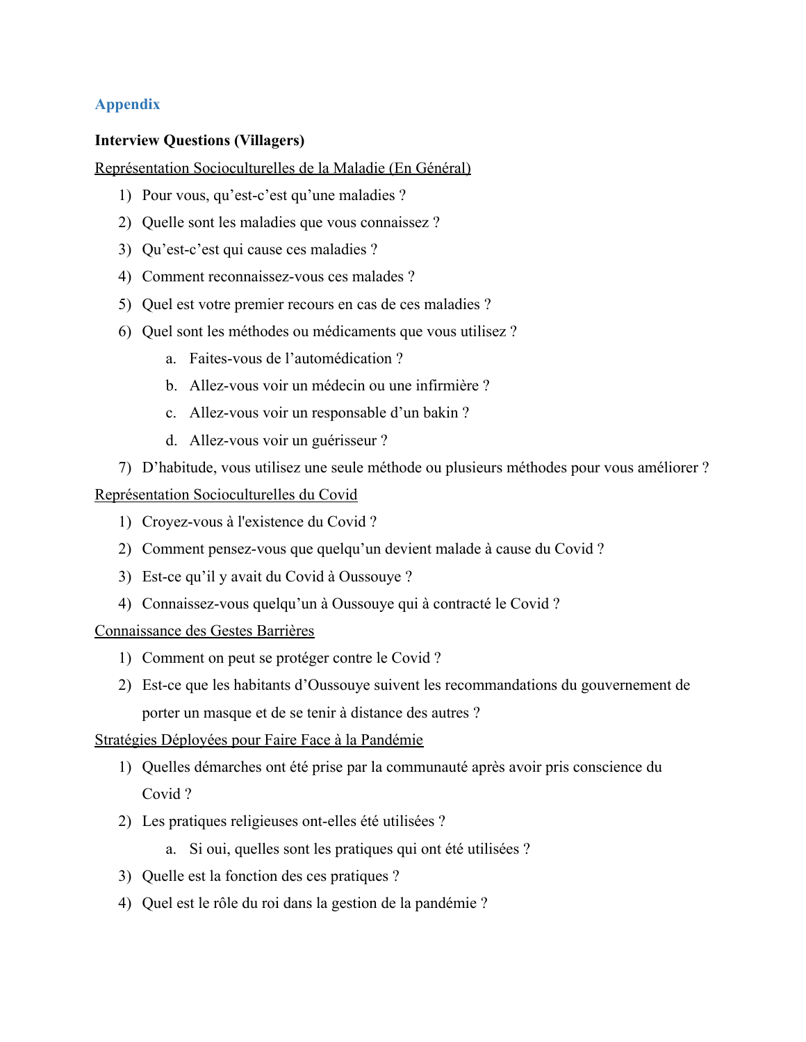## Appendix

**Interview Questions (Villagers)**

Représentation Socioculturelles de la Maladie (En Général)

1) Pour vous, qu'est-c'est qu'une maladies ?
2) Quelle sont les maladies que vous connaissez ?
3) Qu'est-c'est qui cause ces maladies ?
4) Comment reconnaissez-vous ces malades ?
5) Quel est votre premier recours en cas de ces maladies ?
6) Quel sont les méthodes ou médicaments que vous utilisez ?
    a. Faites-vous de l'automédication ?
    b. Allez-vous voir un médecin ou une infirmière ?
    c. Allez-vous voir un responsable d'un bakin ?
    d. Allez-vous voir un guérisseur ?
7) D'habitude, vous utilisez une seule méthode ou plusieurs méthodes pour vous améliorer ?

Représentation Socioculturelles du Covid

1) Croyez-vous à l'existence du Covid ?
2) Comment pensez-vous que quelqu'un devient malade à cause du Covid ?
3) Est-ce qu'il y avait du Covid à Oussouye ?
4) Connaissez-vous quelqu'un à Oussouye qui à contracté le Covid ?

Connaissance des Gestes Barrières

1) Comment on peut se protéger contre le Covid ?
2) Est-ce que les habitants d'Oussouye suivent les recommandations du gouvernement de porter un masque et de se tenir à distance des autres ?

Stratégies Déployées pour Faire Face à la Pandémie

1) Quelles démarches ont été prise par la communauté après avoir pris conscience du Covid ?
2) Les pratiques religieuses ont-elles été utilisées ?
    a. Si oui, quelles sont les pratiques qui ont été utilisées ?
3) Quelle est la fonction des ces pratiques ?
4) Quel est le rôle du roi dans la gestion de la pandémie ?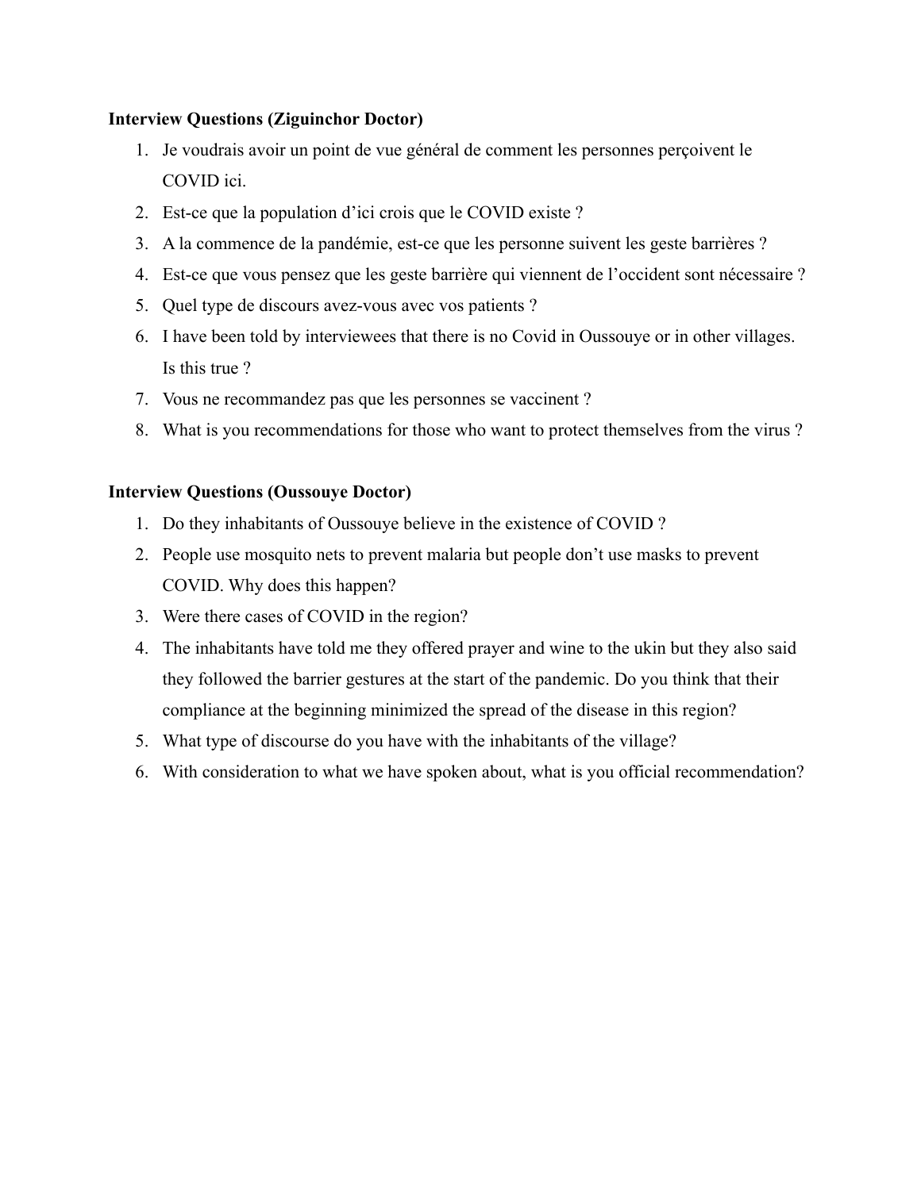**Interview Questions (Ziguinchor Doctor)**

1. Je voudrais avoir un point de vue général de comment les personnes perçoivent le COVID ici.
2. Est-ce que la population d'ici crois que le COVID existe ?
3. A la commence de la pandémie, est-ce que les personne suivent les geste barrières ?
4. Est-ce que vous pensez que les geste barrière qui viennent de l'occident sont nécessaire ?
5. Quel type de discours avez-vous avec vos patients ?
6. I have been told by interviewees that there is no Covid in Oussouye or in other villages. Is this true ?
7. Vous ne recommandez pas que les personnes se vaccinent ?
8. What is you recommendations for those who want to protect themselves from the virus ?

**Interview Questions (Oussouye Doctor)**

1. Do they inhabitants of Oussouye believe in the existence of COVID ?
2. People use mosquito nets to prevent malaria but people don't use masks to prevent COVID. Why does this happen?
3. Were there cases of COVID in the region?
4. The inhabitants have told me they offered prayer and wine to the ukin but they also said they followed the barrier gestures at the start of the pandemic. Do you think that their compliance at the beginning minimized the spread of the disease in this region?
5. What type of discourse do you have with the inhabitants of the village?
6. With consideration to what we have spoken about, what is you official recommendation?